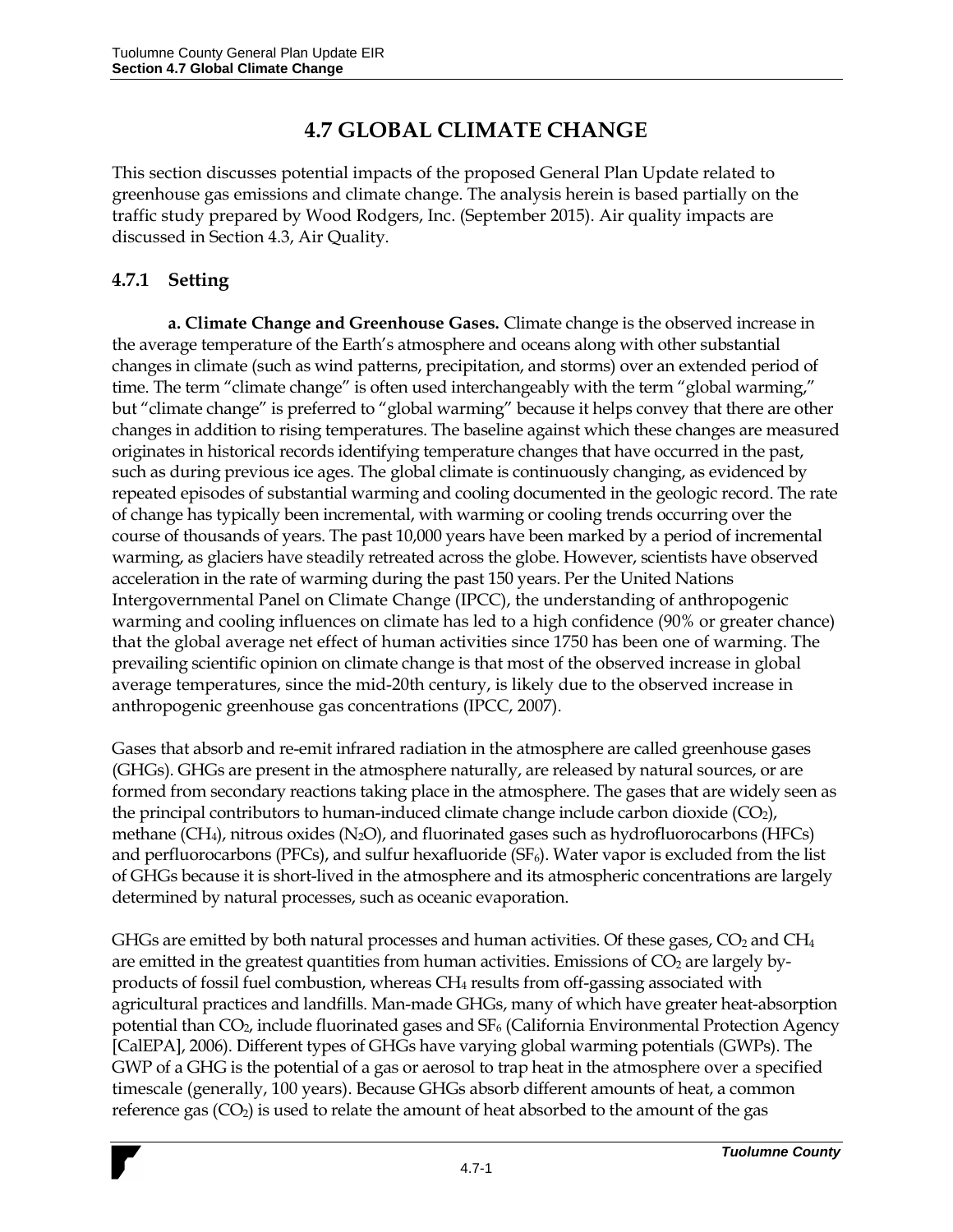# 4.7 GLOBAL CLIMATE CHANGE

This section discusses potential impacts of the proposed General Plan Update related to greenhouse gas emissions and climate change. The analysis herein is based partially on the traffic study prepared by Wood Rodgers, Inc. (September 2015). Air quality impacts are discussed in Section 4.3, Air Quality.

## 4.7.1 Setting

**a. Climate Change and Greenhouse Gases.** Climate change is the observed increase in the average temperature of the Earth's atmosphere and oceans along with other substantial changes in climate (such as wind patterns, precipitation, and storms) over an extended period of time. The term "climate change" is often used interchangeably with the term "global warming," but "climate change" is preferred to "global warming" because it helps convey that there are other changes in addition to rising temperatures. The baseline against which these changes are measured originates in historical records identifying temperature changes that have occurred in the past, such as during previous ice ages. The global climate is continuously changing, as evidenced by repeated episodes of substantial warming and cooling documented in the geologic record. The rate of change has typically been incremental, with warming or cooling trends occurring over the course of thousands of years. The past 10,000 years have been marked by a period of incremental warming, as glaciers have steadily retreated across the globe. However, scientists have observed acceleration in the rate of warming during the past 150 years. Per the United Nations Intergovernmental Panel on Climate Change (IPCC), the understanding of anthropogenic warming and cooling influences on climate has led to a high confidence (90% or greater chance) that the global average net effect of human activities since 1750 has been one of warming. The prevailing scientific opinion on climate change is that most of the observed increase in global average temperatures, since the mid-20th century, is likely due to the observed increase in anthropogenic greenhouse gas concentrations (IPCC, 2007).

Gases that absorb and re-emit infrared radiation in the atmosphere are called greenhouse gases (GHGs). GHGs are present in the atmosphere naturally, are released by natural sources, or are formed from secondary reactions taking place in the atmosphere. The gases that are widely seen as the principal contributors to human-induced climate change include carbon dioxide ($CO_2$), methane ($CH_4$), nitrous oxides ($N_2O$), and fluorinated gases such as hydrofluorocarbons (HFCs) and perfluorocarbons (PFCs), and sulfur hexafluoride ($SF_6$). Water vapor is excluded from the list of GHGs because it is short-lived in the atmosphere and its atmospheric concentrations are largely determined by natural processes, such as oceanic evaporation.

GHGs are emitted by both natural processes and human activities. Of these gases, $CO_2$ and $CH_4$ are emitted in the greatest quantities from human activities. Emissions of $CO_2$ are largely by-products of fossil fuel combustion, whereas $CH_4$ results from off-gassing associated with agricultural practices and landfills. Man-made GHGs, many of which have greater heat-absorption potential than $CO_2$, include fluorinated gases and $SF_6$ (California Environmental Protection Agency [CalEPA], 2006). Different types of GHGs have varying global warming potentials (GWPs). The GWP of a GHG is the potential of a gas or aerosol to trap heat in the atmosphere over a specified timescale (generally, 100 years). Because GHGs absorb different amounts of heat, a common reference gas ($CO_2$) is used to relate the amount of heat absorbed to the amount of the gas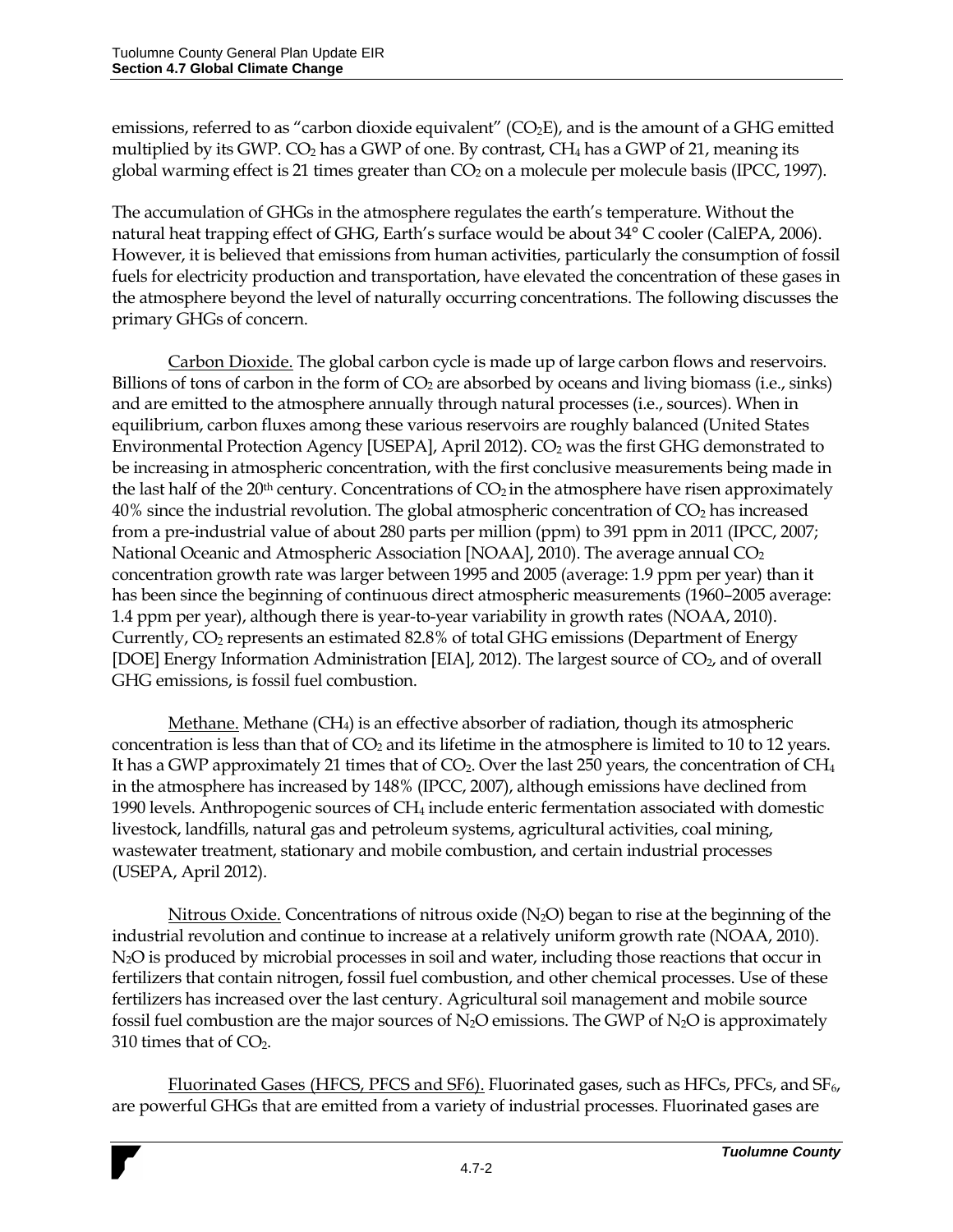emissions, referred to as "carbon dioxide equivalent" ($CO_2E$), and is the amount of a GHG emitted multiplied by its GWP. $CO_2$ has a GWP of one. By contrast, $CH_4$ has a GWP of 21, meaning its global warming effect is 21 times greater than $CO_2$ on a molecule per molecule basis (IPCC, 1997).

The accumulation of GHGs in the atmosphere regulates the earth's temperature. Without the natural heat trapping effect of GHG, Earth's surface would be about 34° C cooler (CalEPA, 2006). However, it is believed that emissions from human activities, particularly the consumption of fossil fuels for electricity production and transportation, have elevated the concentration of these gases in the atmosphere beyond the level of naturally occurring concentrations. The following discusses the primary GHGs of concern.

Carbon Dioxide. The global carbon cycle is made up of large carbon flows and reservoirs. Billions of tons of carbon in the form of $CO_2$ are absorbed by oceans and living biomass (i.e., sinks) and are emitted to the atmosphere annually through natural processes (i.e., sources). When in equilibrium, carbon fluxes among these various reservoirs are roughly balanced (United States Environmental Protection Agency [USEPA], April 2012). $CO_2$ was the first GHG demonstrated to be increasing in atmospheric concentration, with the first conclusive measurements being made in the last half of the 20th century. Concentrations of $CO_2$ in the atmosphere have risen approximately 40% since the industrial revolution. The global atmospheric concentration of $CO_2$ has increased from a pre-industrial value of about 280 parts per million (ppm) to 391 ppm in 2011 (IPCC, 2007; National Oceanic and Atmospheric Association [NOAA], 2010). The average annual $CO_2$ concentration growth rate was larger between 1995 and 2005 (average: 1.9 ppm per year) than it has been since the beginning of continuous direct atmospheric measurements (1960–2005 average: 1.4 ppm per year), although there is year-to-year variability in growth rates (NOAA, 2010). Currently, $CO_2$ represents an estimated 82.8% of total GHG emissions (Department of Energy [DOE] Energy Information Administration [EIA], 2012). The largest source of $CO_2$, and of overall GHG emissions, is fossil fuel combustion.

Methane. Methane ($CH_4$) is an effective absorber of radiation, though its atmospheric concentration is less than that of $CO_2$ and its lifetime in the atmosphere is limited to 10 to 12 years. It has a GWP approximately 21 times that of $CO_2$. Over the last 250 years, the concentration of $CH_4$ in the atmosphere has increased by 148% (IPCC, 2007), although emissions have declined from 1990 levels. Anthropogenic sources of $CH_4$ include enteric fermentation associated with domestic livestock, landfills, natural gas and petroleum systems, agricultural activities, coal mining, wastewater treatment, stationary and mobile combustion, and certain industrial processes (USEPA, April 2012).

Nitrous Oxide. Concentrations of nitrous oxide ($N_2O$) began to rise at the beginning of the industrial revolution and continue to increase at a relatively uniform growth rate (NOAA, 2010). $N_2O$ is produced by microbial processes in soil and water, including those reactions that occur in fertilizers that contain nitrogen, fossil fuel combustion, and other chemical processes. Use of these fertilizers has increased over the last century. Agricultural soil management and mobile source fossil fuel combustion are the major sources of $N_2O$ emissions. The GWP of $N_2O$ is approximately 310 times that of $CO_2$.

Fluorinated Gases (HFCS, PFCS and SF6). Fluorinated gases, such as HFCs, PFCs, and $SF_6$, are powerful GHGs that are emitted from a variety of industrial processes. Fluorinated gases are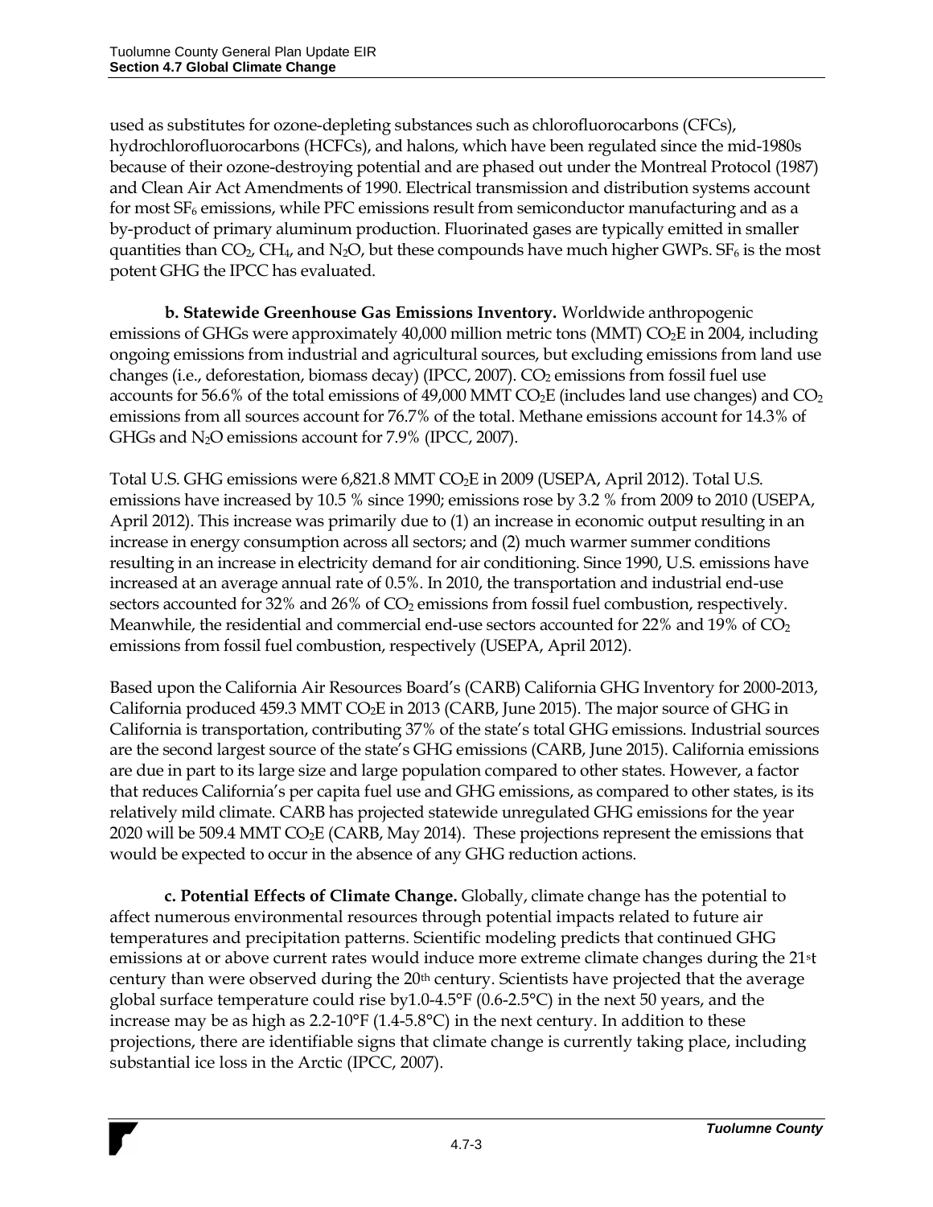used as substitutes for ozone-depleting substances such as chlorofluorocarbons (CFCs), hydrochlorofluorocarbons (HCFCs), and halons, which have been regulated since the mid-1980s because of their ozone-destroying potential and are phased out under the Montreal Protocol (1987) and Clean Air Act Amendments of 1990. Electrical transmission and distribution systems account for most $SF_6$ emissions, while PFC emissions result from semiconductor manufacturing and as a by-product of primary aluminum production. Fluorinated gases are typically emitted in smaller quantities than $CO_2$, $CH_4$, and $N_2O$, but these compounds have much higher GWPs. $SF_6$ is the most potent GHG the IPCC has evaluated.

**b. Statewide Greenhouse Gas Emissions Inventory.** Worldwide anthropogenic emissions of GHGs were approximately 40,000 million metric tons (MMT) $CO_2E$ in 2004, including ongoing emissions from industrial and agricultural sources, but excluding emissions from land use changes (i.e., deforestation, biomass decay) (IPCC, 2007). $CO_2$ emissions from fossil fuel use accounts for 56.6% of the total emissions of 49,000 MMT $CO_2E$ (includes land use changes) and $CO_2$ emissions from all sources account for 76.7% of the total. Methane emissions account for 14.3% of GHGs and $N_2O$ emissions account for 7.9% (IPCC, 2007).

Total U.S. GHG emissions were 6,821.8 MMT $CO_2E$ in 2009 (USEPA, April 2012). Total U.S. emissions have increased by 10.5 % since 1990; emissions rose by 3.2 % from 2009 to 2010 (USEPA, April 2012). This increase was primarily due to (1) an increase in economic output resulting in an increase in energy consumption across all sectors; and (2) much warmer summer conditions resulting in an increase in electricity demand for air conditioning. Since 1990, U.S. emissions have increased at an average annual rate of 0.5%. In 2010, the transportation and industrial end-use sectors accounted for 32% and 26% of $CO_2$ emissions from fossil fuel combustion, respectively. Meanwhile, the residential and commercial end-use sectors accounted for 22% and 19% of $CO_2$ emissions from fossil fuel combustion, respectively (USEPA, April 2012).

Based upon the California Air Resources Board's (CARB) California GHG Inventory for 2000-2013, California produced 459.3 MMT $CO_2E$ in 2013 (CARB, June 2015). The major source of GHG in California is transportation, contributing 37% of the state's total GHG emissions. Industrial sources are the second largest source of the state's GHG emissions (CARB, June 2015). California emissions are due in part to its large size and large population compared to other states. However, a factor that reduces California's per capita fuel use and GHG emissions, as compared to other states, is its relatively mild climate. CARB has projected statewide unregulated GHG emissions for the year 2020 will be 509.4 MMT $CO_2E$ (CARB, May 2014). These projections represent the emissions that would be expected to occur in the absence of any GHG reduction actions.

**c. Potential Effects of Climate Change.** Globally, climate change has the potential to affect numerous environmental resources through potential impacts related to future air temperatures and precipitation patterns. Scientific modeling predicts that continued GHG emissions at or above current rates would induce more extreme climate changes during the 21st century than were observed during the 20th century. Scientists have projected that the average global surface temperature could rise by1.0-4.5°F (0.6-2.5°C) in the next 50 years, and the increase may be as high as 2.2-10°F (1.4-5.8°C) in the next century. In addition to these projections, there are identifiable signs that climate change is currently taking place, including substantial ice loss in the Arctic (IPCC, 2007).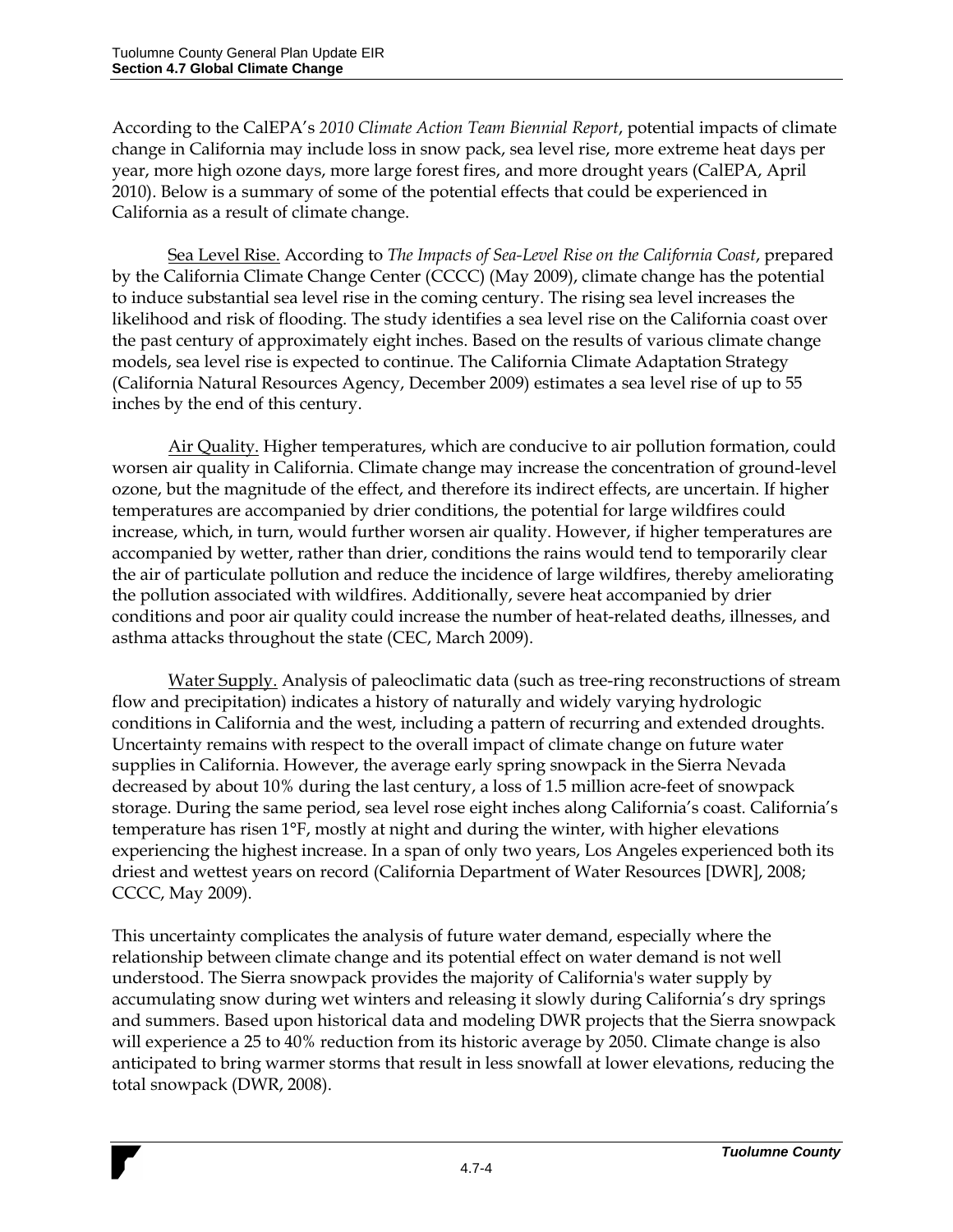According to the CalEPA's *2010 Climate Action Team Biennial Report*, potential impacts of climate change in California may include loss in snow pack, sea level rise, more extreme heat days per year, more high ozone days, more large forest fires, and more drought years (CalEPA, April 2010). Below is a summary of some of the potential effects that could be experienced in California as a result of climate change.

Sea Level Rise. According to *The Impacts of Sea-Level Rise on the California Coast*, prepared by the California Climate Change Center (CCCC) (May 2009), climate change has the potential to induce substantial sea level rise in the coming century. The rising sea level increases the likelihood and risk of flooding. The study identifies a sea level rise on the California coast over the past century of approximately eight inches. Based on the results of various climate change models, sea level rise is expected to continue. The California Climate Adaptation Strategy (California Natural Resources Agency, December 2009) estimates a sea level rise of up to 55 inches by the end of this century.

Air Quality. Higher temperatures, which are conducive to air pollution formation, could worsen air quality in California. Climate change may increase the concentration of ground-level ozone, but the magnitude of the effect, and therefore its indirect effects, are uncertain. If higher temperatures are accompanied by drier conditions, the potential for large wildfires could increase, which, in turn, would further worsen air quality. However, if higher temperatures are accompanied by wetter, rather than drier, conditions the rains would tend to temporarily clear the air of particulate pollution and reduce the incidence of large wildfires, thereby ameliorating the pollution associated with wildfires. Additionally, severe heat accompanied by drier conditions and poor air quality could increase the number of heat-related deaths, illnesses, and asthma attacks throughout the state (CEC, March 2009).

Water Supply. Analysis of paleoclimatic data (such as tree-ring reconstructions of stream flow and precipitation) indicates a history of naturally and widely varying hydrologic conditions in California and the west, including a pattern of recurring and extended droughts. Uncertainty remains with respect to the overall impact of climate change on future water supplies in California. However, the average early spring snowpack in the Sierra Nevada decreased by about 10% during the last century, a loss of 1.5 million acre-feet of snowpack storage. During the same period, sea level rose eight inches along California's coast. California's temperature has risen 1°F, mostly at night and during the winter, with higher elevations experiencing the highest increase. In a span of only two years, Los Angeles experienced both its driest and wettest years on record (California Department of Water Resources [DWR], 2008; CCCC, May 2009).

This uncertainty complicates the analysis of future water demand, especially where the relationship between climate change and its potential effect on water demand is not well understood. The Sierra snowpack provides the majority of California's water supply by accumulating snow during wet winters and releasing it slowly during California's dry springs and summers. Based upon historical data and modeling DWR projects that the Sierra snowpack will experience a 25 to 40% reduction from its historic average by 2050. Climate change is also anticipated to bring warmer storms that result in less snowfall at lower elevations, reducing the total snowpack (DWR, 2008).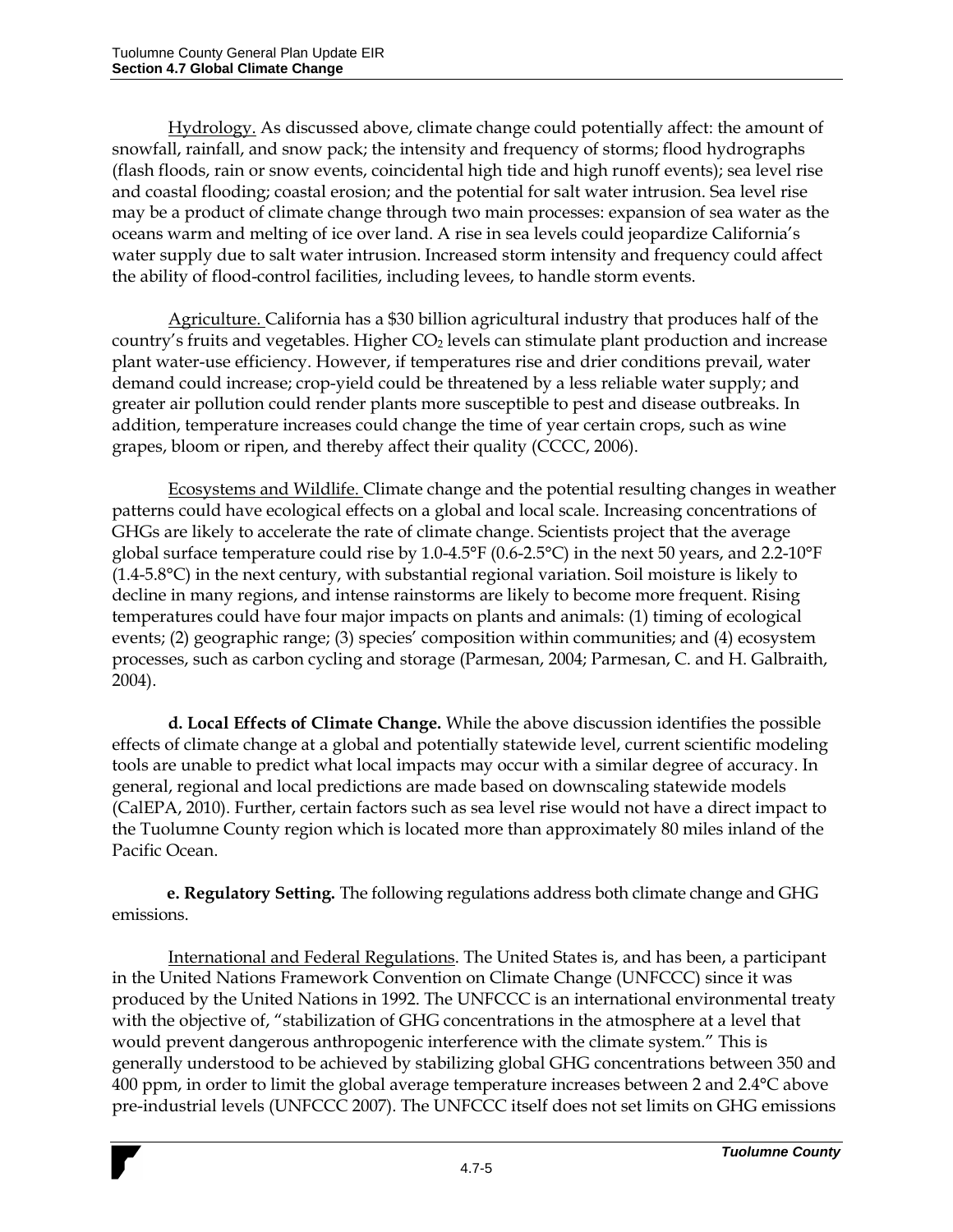Hydrology. As discussed above, climate change could potentially affect: the amount of snowfall, rainfall, and snow pack; the intensity and frequency of storms; flood hydrographs (flash floods, rain or snow events, coincidental high tide and high runoff events); sea level rise and coastal flooding; coastal erosion; and the potential for salt water intrusion. Sea level rise may be a product of climate change through two main processes: expansion of sea water as the oceans warm and melting of ice over land. A rise in sea levels could jeopardize California's water supply due to salt water intrusion. Increased storm intensity and frequency could affect the ability of flood-control facilities, including levees, to handle storm events.

Agriculture. California has a $30 billion agricultural industry that produces half of the country's fruits and vegetables. Higher $CO_2$ levels can stimulate plant production and increase plant water-use efficiency. However, if temperatures rise and drier conditions prevail, water demand could increase; crop-yield could be threatened by a less reliable water supply; and greater air pollution could render plants more susceptible to pest and disease outbreaks. In addition, temperature increases could change the time of year certain crops, such as wine grapes, bloom or ripen, and thereby affect their quality (CCCC, 2006).

Ecosystems and Wildlife. Climate change and the potential resulting changes in weather patterns could have ecological effects on a global and local scale. Increasing concentrations of GHGs are likely to accelerate the rate of climate change. Scientists project that the average global surface temperature could rise by 1.0-4.5°F (0.6-2.5°C) in the next 50 years, and 2.2-10°F (1.4-5.8°C) in the next century, with substantial regional variation. Soil moisture is likely to decline in many regions, and intense rainstorms are likely to become more frequent. Rising temperatures could have four major impacts on plants and animals: (1) timing of ecological events; (2) geographic range; (3) species' composition within communities; and (4) ecosystem processes, such as carbon cycling and storage (Parmesan, 2004; Parmesan, C. and H. Galbraith, 2004).

**d. Local Effects of Climate Change.** While the above discussion identifies the possible effects of climate change at a global and potentially statewide level, current scientific modeling tools are unable to predict what local impacts may occur with a similar degree of accuracy. In general, regional and local predictions are made based on downscaling statewide models (CalEPA, 2010). Further, certain factors such as sea level rise would not have a direct impact to the Tuolumne County region which is located more than approximately 80 miles inland of the Pacific Ocean.

**e. Regulatory Setting.** The following regulations address both climate change and GHG emissions.

International and Federal Regulations. The United States is, and has been, a participant in the United Nations Framework Convention on Climate Change (UNFCCC) since it was produced by the United Nations in 1992. The UNFCCC is an international environmental treaty with the objective of, "stabilization of GHG concentrations in the atmosphere at a level that would prevent dangerous anthropogenic interference with the climate system." This is generally understood to be achieved by stabilizing global GHG concentrations between 350 and 400 ppm, in order to limit the global average temperature increases between 2 and 2.4°C above pre-industrial levels (UNFCCC 2007). The UNFCCC itself does not set limits on GHG emissions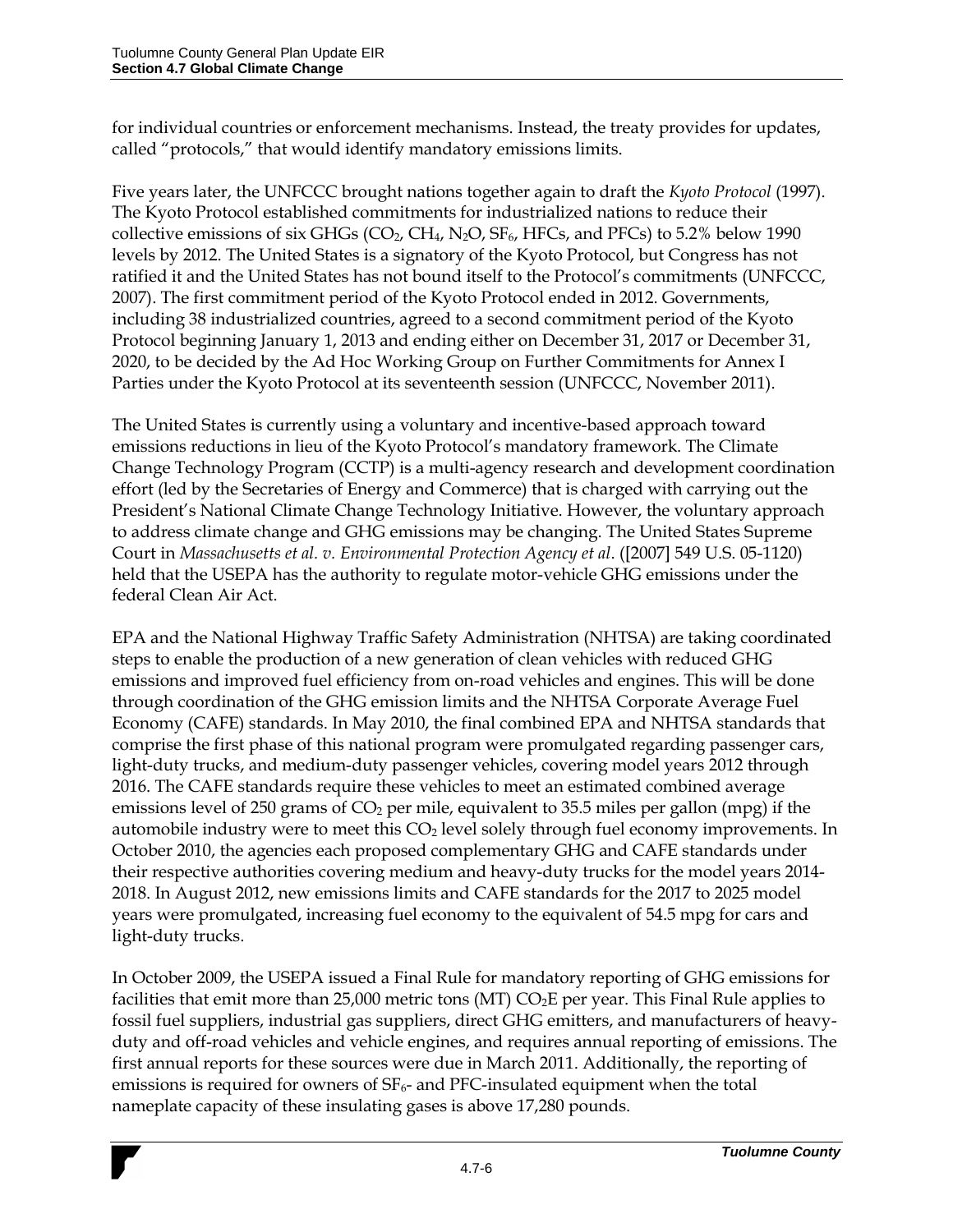for individual countries or enforcement mechanisms. Instead, the treaty provides for updates, called "protocols," that would identify mandatory emissions limits.

Five years later, the UNFCCC brought nations together again to draft the *Kyoto Protocol* (1997). The Kyoto Protocol established commitments for industrialized nations to reduce their collective emissions of six GHGs ($CO_2$, $CH_4$, $N_2O$, $SF_6$, HFCs, and PFCs) to 5.2% below 1990 levels by 2012. The United States is a signatory of the Kyoto Protocol, but Congress has not ratified it and the United States has not bound itself to the Protocol's commitments (UNFCCC, 2007). The first commitment period of the Kyoto Protocol ended in 2012. Governments, including 38 industrialized countries, agreed to a second commitment period of the Kyoto Protocol beginning January 1, 2013 and ending either on December 31, 2017 or December 31, 2020, to be decided by the Ad Hoc Working Group on Further Commitments for Annex I Parties under the Kyoto Protocol at its seventeenth session (UNFCCC, November 2011).

The United States is currently using a voluntary and incentive-based approach toward emissions reductions in lieu of the Kyoto Protocol's mandatory framework. The Climate Change Technology Program (CCTP) is a multi-agency research and development coordination effort (led by the Secretaries of Energy and Commerce) that is charged with carrying out the President's National Climate Change Technology Initiative. However, the voluntary approach to address climate change and GHG emissions may be changing. The United States Supreme Court in *Massachusetts et al. v. Environmental Protection Agency et al*. ([2007] 549 U.S. 05-1120) held that the USEPA has the authority to regulate motor-vehicle GHG emissions under the federal Clean Air Act.

EPA and the National Highway Traffic Safety Administration (NHTSA) are taking coordinated steps to enable the production of a new generation of clean vehicles with reduced GHG emissions and improved fuel efficiency from on-road vehicles and engines. This will be done through coordination of the GHG emission limits and the NHTSA Corporate Average Fuel Economy (CAFE) standards. In May 2010, the final combined EPA and NHTSA standards that comprise the first phase of this national program were promulgated regarding passenger cars, light-duty trucks, and medium-duty passenger vehicles, covering model years 2012 through 2016. The CAFE standards require these vehicles to meet an estimated combined average emissions level of 250 grams of $CO_2$ per mile, equivalent to 35.5 miles per gallon (mpg) if the automobile industry were to meet this $CO_2$ level solely through fuel economy improvements. In October 2010, the agencies each proposed complementary GHG and CAFE standards under their respective authorities covering medium and heavy-duty trucks for the model years 2014-2018. In August 2012, new emissions limits and CAFE standards for the 2017 to 2025 model years were promulgated, increasing fuel economy to the equivalent of 54.5 mpg for cars and light-duty trucks.

In October 2009, the USEPA issued a Final Rule for mandatory reporting of GHG emissions for facilities that emit more than 25,000 metric tons (MT) $CO_2E$ per year. This Final Rule applies to fossil fuel suppliers, industrial gas suppliers, direct GHG emitters, and manufacturers of heavy-duty and off-road vehicles and vehicle engines, and requires annual reporting of emissions. The first annual reports for these sources were due in March 2011. Additionally, the reporting of emissions is required for owners of $SF_6$- and PFC-insulated equipment when the total nameplate capacity of these insulating gases is above 17,280 pounds.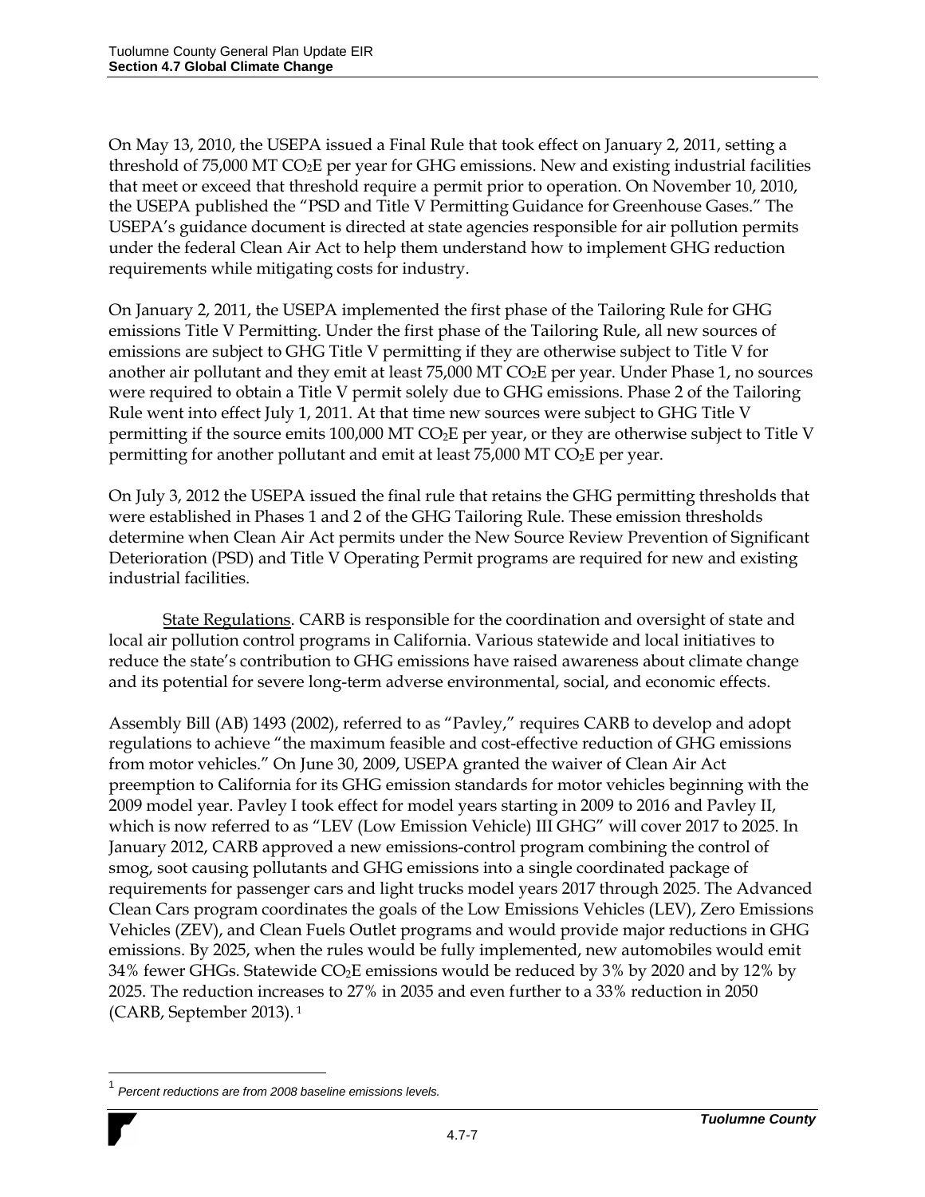On May 13, 2010, the USEPA issued a Final Rule that took effect on January 2, 2011, setting a threshold of 75,000 MT $CO_2E$ per year for GHG emissions. New and existing industrial facilities that meet or exceed that threshold require a permit prior to operation. On November 10, 2010, the USEPA published the "PSD and Title V Permitting Guidance for Greenhouse Gases." The USEPA's guidance document is directed at state agencies responsible for air pollution permits under the federal Clean Air Act to help them understand how to implement GHG reduction requirements while mitigating costs for industry.

On January 2, 2011, the USEPA implemented the first phase of the Tailoring Rule for GHG emissions Title V Permitting. Under the first phase of the Tailoring Rule, all new sources of emissions are subject to GHG Title V permitting if they are otherwise subject to Title V for another air pollutant and they emit at least 75,000 MT $CO_2E$ per year. Under Phase 1, no sources were required to obtain a Title V permit solely due to GHG emissions. Phase 2 of the Tailoring Rule went into effect July 1, 2011. At that time new sources were subject to GHG Title V permitting if the source emits 100,000 MT $CO_2E$ per year, or they are otherwise subject to Title V permitting for another pollutant and emit at least 75,000 MT $CO_2E$ per year.

On July 3, 2012 the USEPA issued the final rule that retains the GHG permitting thresholds that were established in Phases 1 and 2 of the GHG Tailoring Rule. These emission thresholds determine when Clean Air Act permits under the New Source Review Prevention of Significant Deterioration (PSD) and Title V Operating Permit programs are required for new and existing industrial facilities.

State Regulations. CARB is responsible for the coordination and oversight of state and local air pollution control programs in California. Various statewide and local initiatives to reduce the state's contribution to GHG emissions have raised awareness about climate change and its potential for severe long-term adverse environmental, social, and economic effects.

Assembly Bill (AB) 1493 (2002), referred to as "Pavley," requires CARB to develop and adopt regulations to achieve "the maximum feasible and cost-effective reduction of GHG emissions from motor vehicles." On June 30, 2009, USEPA granted the waiver of Clean Air Act preemption to California for its GHG emission standards for motor vehicles beginning with the 2009 model year. Pavley I took effect for model years starting in 2009 to 2016 and Pavley II, which is now referred to as "LEV (Low Emission Vehicle) III GHG" will cover 2017 to 2025. In January 2012, CARB approved a new emissions-control program combining the control of smog, soot causing pollutants and GHG emissions into a single coordinated package of requirements for passenger cars and light trucks model years 2017 through 2025. The Advanced Clean Cars program coordinates the goals of the Low Emissions Vehicles (LEV), Zero Emissions Vehicles (ZEV), and Clean Fuels Outlet programs and would provide major reductions in GHG emissions. By 2025, when the rules would be fully implemented, new automobiles would emit 34% fewer GHGs. Statewide $CO_2E$ emissions would be reduced by 3% by 2020 and by 12% by 2025. The reduction increases to 27% in 2035 and even further to a 33% reduction in 2050 (CARB, September 2013).[1]

[1] *Percent reductions are from 2008 baseline emissions levels.*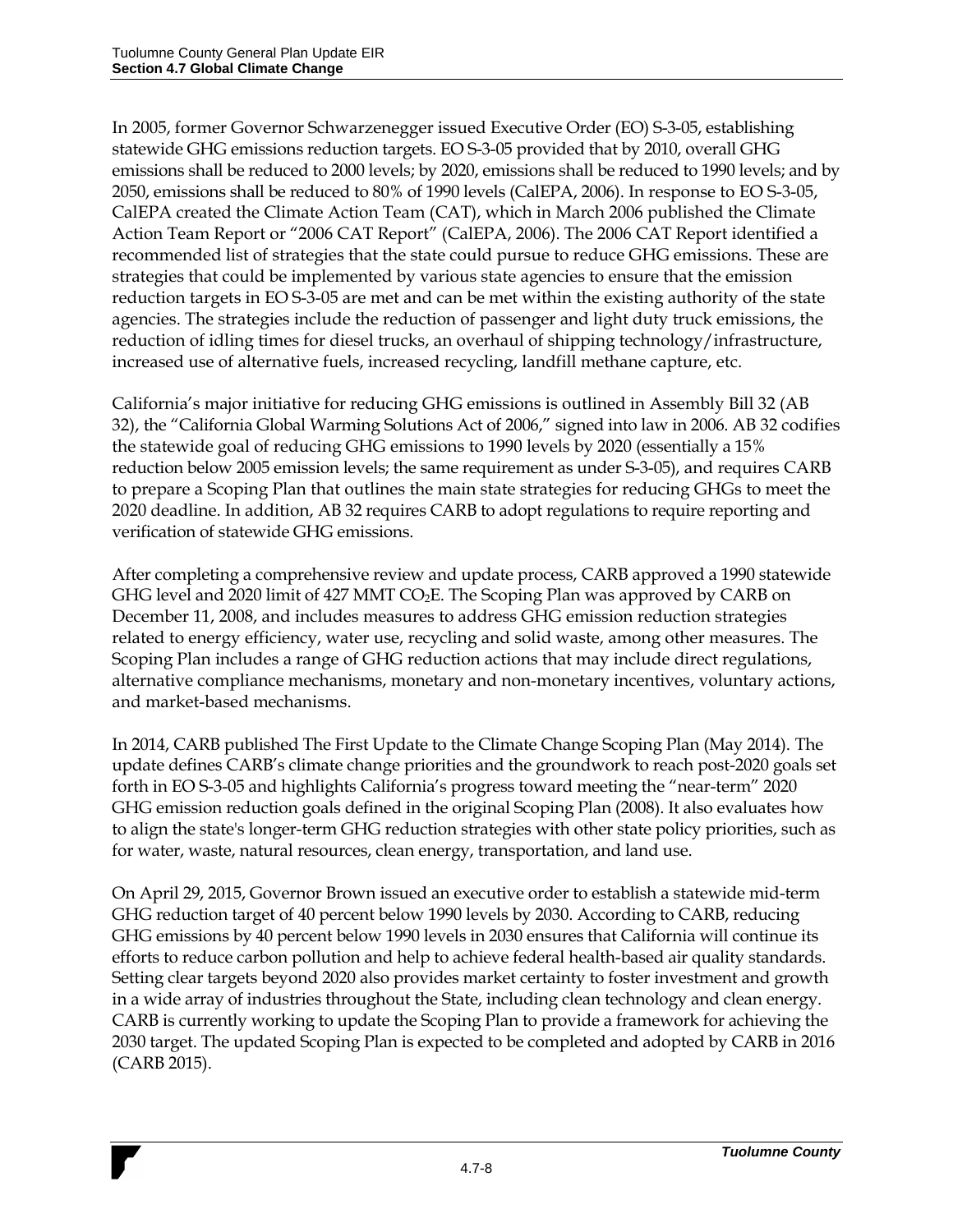In 2005, former Governor Schwarzenegger issued Executive Order (EO) S-3-05, establishing statewide GHG emissions reduction targets. EO S-3-05 provided that by 2010, overall GHG emissions shall be reduced to 2000 levels; by 2020, emissions shall be reduced to 1990 levels; and by 2050, emissions shall be reduced to 80% of 1990 levels (CalEPA, 2006). In response to EO S-3-05, CalEPA created the Climate Action Team (CAT), which in March 2006 published the Climate Action Team Report or "2006 CAT Report" (CalEPA, 2006). The 2006 CAT Report identified a recommended list of strategies that the state could pursue to reduce GHG emissions. These are strategies that could be implemented by various state agencies to ensure that the emission reduction targets in EO S-3-05 are met and can be met within the existing authority of the state agencies. The strategies include the reduction of passenger and light duty truck emissions, the reduction of idling times for diesel trucks, an overhaul of shipping technology/infrastructure, increased use of alternative fuels, increased recycling, landfill methane capture, etc.

California's major initiative for reducing GHG emissions is outlined in Assembly Bill 32 (AB 32), the "California Global Warming Solutions Act of 2006," signed into law in 2006. AB 32 codifies the statewide goal of reducing GHG emissions to 1990 levels by 2020 (essentially a 15% reduction below 2005 emission levels; the same requirement as under S-3-05), and requires CARB to prepare a Scoping Plan that outlines the main state strategies for reducing GHGs to meet the 2020 deadline. In addition, AB 32 requires CARB to adopt regulations to require reporting and verification of statewide GHG emissions.

After completing a comprehensive review and update process, CARB approved a 1990 statewide GHG level and 2020 limit of 427 MMT $CO_2E$. The Scoping Plan was approved by CARB on December 11, 2008, and includes measures to address GHG emission reduction strategies related to energy efficiency, water use, recycling and solid waste, among other measures. The Scoping Plan includes a range of GHG reduction actions that may include direct regulations, alternative compliance mechanisms, monetary and non-monetary incentives, voluntary actions, and market-based mechanisms.

In 2014, CARB published The First Update to the Climate Change Scoping Plan (May 2014). The update defines CARB's climate change priorities and the groundwork to reach post-2020 goals set forth in EO S-3-05 and highlights California's progress toward meeting the "near-term" 2020 GHG emission reduction goals defined in the original Scoping Plan (2008). It also evaluates how to align the state's longer-term GHG reduction strategies with other state policy priorities, such as for water, waste, natural resources, clean energy, transportation, and land use.

On April 29, 2015, Governor Brown issued an executive order to establish a statewide mid-term GHG reduction target of 40 percent below 1990 levels by 2030. According to CARB, reducing GHG emissions by 40 percent below 1990 levels in 2030 ensures that California will continue its efforts to reduce carbon pollution and help to achieve federal health-based air quality standards. Setting clear targets beyond 2020 also provides market certainty to foster investment and growth in a wide array of industries throughout the State, including clean technology and clean energy. CARB is currently working to update the Scoping Plan to provide a framework for achieving the 2030 target. The updated Scoping Plan is expected to be completed and adopted by CARB in 2016 (CARB 2015).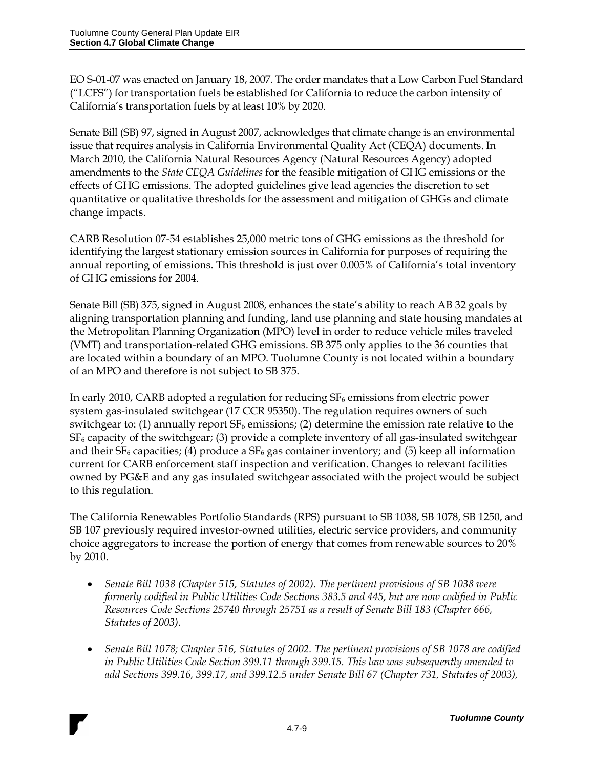EO S-01-07 was enacted on January 18, 2007. The order mandates that a Low Carbon Fuel Standard ("LCFS") for transportation fuels be established for California to reduce the carbon intensity of California's transportation fuels by at least 10% by 2020.

Senate Bill (SB) 97, signed in August 2007, acknowledges that climate change is an environmental issue that requires analysis in California Environmental Quality Act (CEQA) documents. In March 2010, the California Natural Resources Agency (Natural Resources Agency) adopted amendments to the *State CEQA Guidelines* for the feasible mitigation of GHG emissions or the effects of GHG emissions. The adopted guidelines give lead agencies the discretion to set quantitative or qualitative thresholds for the assessment and mitigation of GHGs and climate change impacts.

CARB Resolution 07-54 establishes 25,000 metric tons of GHG emissions as the threshold for identifying the largest stationary emission sources in California for purposes of requiring the annual reporting of emissions. This threshold is just over 0.005% of California's total inventory of GHG emissions for 2004.

Senate Bill (SB) 375, signed in August 2008, enhances the state's ability to reach AB 32 goals by aligning transportation planning and funding, land use planning and state housing mandates at the Metropolitan Planning Organization (MPO) level in order to reduce vehicle miles traveled (VMT) and transportation-related GHG emissions. SB 375 only applies to the 36 counties that are located within a boundary of an MPO. Tuolumne County is not located within a boundary of an MPO and therefore is not subject to SB 375.

In early 2010, CARB adopted a regulation for reducing $SF_6$ emissions from electric power system gas-insulated switchgear (17 CCR 95350). The regulation requires owners of such switchgear to: (1) annually report $SF_6$ emissions; (2) determine the emission rate relative to the $SF_6$ capacity of the switchgear; (3) provide a complete inventory of all gas-insulated switchgear and their $SF_6$ capacities; (4) produce a $SF_6$ gas container inventory; and (5) keep all information current for CARB enforcement staff inspection and verification. Changes to relevant facilities owned by PG&E and any gas insulated switchgear associated with the project would be subject to this regulation.

The California Renewables Portfolio Standards (RPS) pursuant to SB 1038, SB 1078, SB 1250, and SB 107 previously required investor-owned utilities, electric service providers, and community choice aggregators to increase the portion of energy that comes from renewable sources to 20% by 2010.

- *Senate Bill 1038 (Chapter 515, Statutes of 2002). The pertinent provisions of SB 1038 were formerly codified in Public Utilities Code Sections 383.5 and 445, but are now codified in Public Resources Code Sections 25740 through 25751 as a result of Senate Bill 183 (Chapter 666, Statutes of 2003).*

- *Senate Bill 1078; Chapter 516, Statutes of 2002. The pertinent provisions of SB 1078 are codified in Public Utilities Code Section 399.11 through 399.15. This law was subsequently amended to add Sections 399.16, 399.17, and 399.12.5 under Senate Bill 67 (Chapter 731, Statutes of 2003),*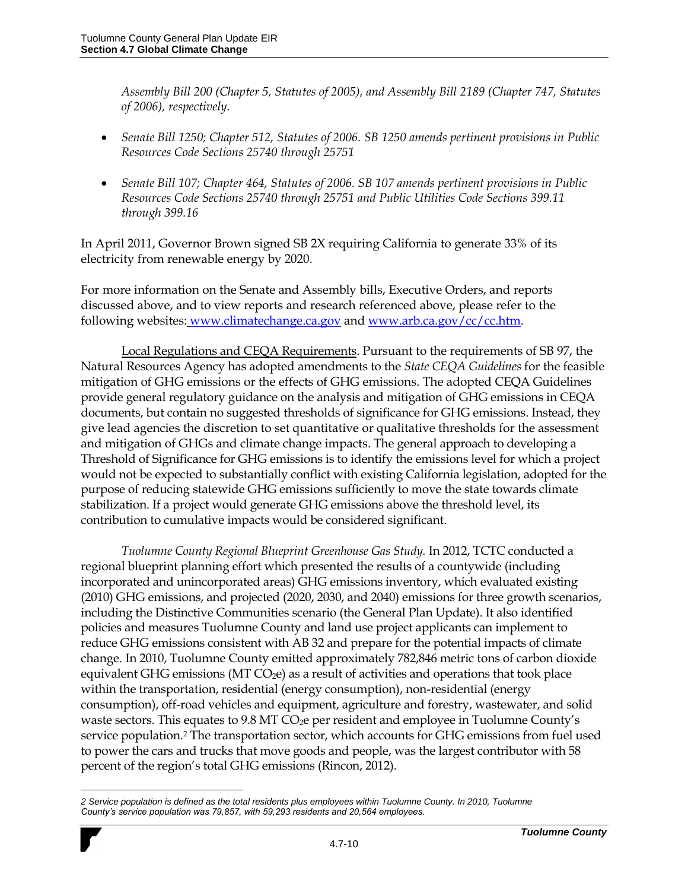*Assembly Bill 200 (Chapter 5, Statutes of 2005), and Assembly Bill 2189 (Chapter 747, Statutes of 2006), respectively.*

- *Senate Bill 1250; Chapter 512, Statutes of 2006. SB 1250 amends pertinent provisions in Public Resources Code Sections 25740 through 25751*
- *Senate Bill 107; Chapter 464, Statutes of 2006. SB 107 amends pertinent provisions in Public Resources Code Sections 25740 through 25751 and Public Utilities Code Sections 399.11 through 399.16*

In April 2011, Governor Brown signed SB 2X requiring California to generate 33% of its electricity from renewable energy by 2020.

For more information on the Senate and Assembly bills, Executive Orders, and reports discussed above, and to view reports and research referenced above, please refer to the following websites: [www.climatechange.ca.gov](www.climatechange.ca.gov) and [www.arb.ca.gov/cc/cc.htm](www.arb.ca.gov/cc/cc.htm).

Local Regulations and CEQA Requirements. Pursuant to the requirements of SB 97, the Natural Resources Agency has adopted amendments to the *State CEQA Guidelines* for the feasible mitigation of GHG emissions or the effects of GHG emissions. The adopted CEQA Guidelines provide general regulatory guidance on the analysis and mitigation of GHG emissions in CEQA documents, but contain no suggested thresholds of significance for GHG emissions. Instead, they give lead agencies the discretion to set quantitative or qualitative thresholds for the assessment and mitigation of GHGs and climate change impacts. The general approach to developing a Threshold of Significance for GHG emissions is to identify the emissions level for which a project would not be expected to substantially conflict with existing California legislation, adopted for the purpose of reducing statewide GHG emissions sufficiently to move the state towards climate stabilization. If a project would generate GHG emissions above the threshold level, its contribution to cumulative impacts would be considered significant.

*Tuolumne County Regional Blueprint Greenhouse Gas Study.* In 2012, TCTC conducted a regional blueprint planning effort which presented the results of a countywide (including incorporated and unincorporated areas) GHG emissions inventory, which evaluated existing (2010) GHG emissions, and projected (2020, 2030, and 2040) emissions for three growth scenarios, including the Distinctive Communities scenario (the General Plan Update). It also identified policies and measures Tuolumne County and land use project applicants can implement to reduce GHG emissions consistent with AB 32 and prepare for the potential impacts of climate change. In 2010, Tuolumne County emitted approximately 782,846 metric tons of carbon dioxide equivalent GHG emissions (MT $CO_2e$) as a result of activities and operations that took place within the transportation, residential (energy consumption), non-residential (energy consumption), off-road vehicles and equipment, agriculture and forestry, wastewater, and solid waste sectors. This equates to 9.8 MT $CO_2e$ per resident and employee in Tuolumne County's service population.[2] The transportation sector, which accounts for GHG emissions from fuel used to power the cars and trucks that move goods and people, was the largest contributor with 58 percent of the region's total GHG emissions (Rincon, 2012).

*2 Service population is defined as the total residents plus employees within Tuolumne County. In 2010, Tuolumne County's service population was 79,857, with 59,293 residents and 20,564 employees.*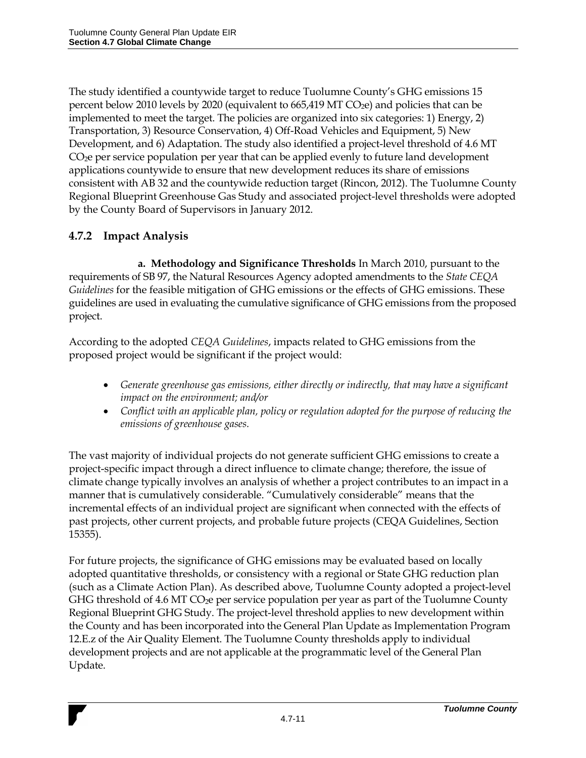The study identified a countywide target to reduce Tuolumne County's GHG emissions 15 percent below 2010 levels by 2020 (equivalent to 665,419 MT $CO_2e$) and policies that can be implemented to meet the target. The policies are organized into six categories: 1) Energy, 2) Transportation, 3) Resource Conservation, 4) Off-Road Vehicles and Equipment, 5) New Development, and 6) Adaptation. The study also identified a project-level threshold of 4.6 MT $CO_2e$ per service population per year that can be applied evenly to future land development applications countywide to ensure that new development reduces its share of emissions consistent with AB 32 and the countywide reduction target (Rincon, 2012). The Tuolumne County Regional Blueprint Greenhouse Gas Study and associated project-level thresholds were adopted by the County Board of Supervisors in January 2012.

## 4.7.2 Impact Analysis

**a. Methodology and Significance Thresholds** In March 2010, pursuant to the requirements of SB 97, the Natural Resources Agency adopted amendments to the *State CEQA Guidelines* for the feasible mitigation of GHG emissions or the effects of GHG emissions. These guidelines are used in evaluating the cumulative significance of GHG emissions from the proposed project.

According to the adopted *CEQA Guidelines*, impacts related to GHG emissions from the proposed project would be significant if the project would:

- *Generate greenhouse gas emissions, either directly or indirectly, that may have a significant impact on the environment; and/or*
- *Conflict with an applicable plan, policy or regulation adopted for the purpose of reducing the emissions of greenhouse gases.*

The vast majority of individual projects do not generate sufficient GHG emissions to create a project-specific impact through a direct influence to climate change; therefore, the issue of climate change typically involves an analysis of whether a project contributes to an impact in a manner that is cumulatively considerable. "Cumulatively considerable" means that the incremental effects of an individual project are significant when connected with the effects of past projects, other current projects, and probable future projects (CEQA Guidelines, Section 15355).

For future projects, the significance of GHG emissions may be evaluated based on locally adopted quantitative thresholds, or consistency with a regional or State GHG reduction plan (such as a Climate Action Plan). As described above, Tuolumne County adopted a project-level GHG threshold of 4.6 MT $CO_2e$ per service population per year as part of the Tuolumne County Regional Blueprint GHG Study. The project-level threshold applies to new development within the County and has been incorporated into the General Plan Update as Implementation Program 12.E.z of the Air Quality Element. The Tuolumne County thresholds apply to individual development projects and are not applicable at the programmatic level of the General Plan Update.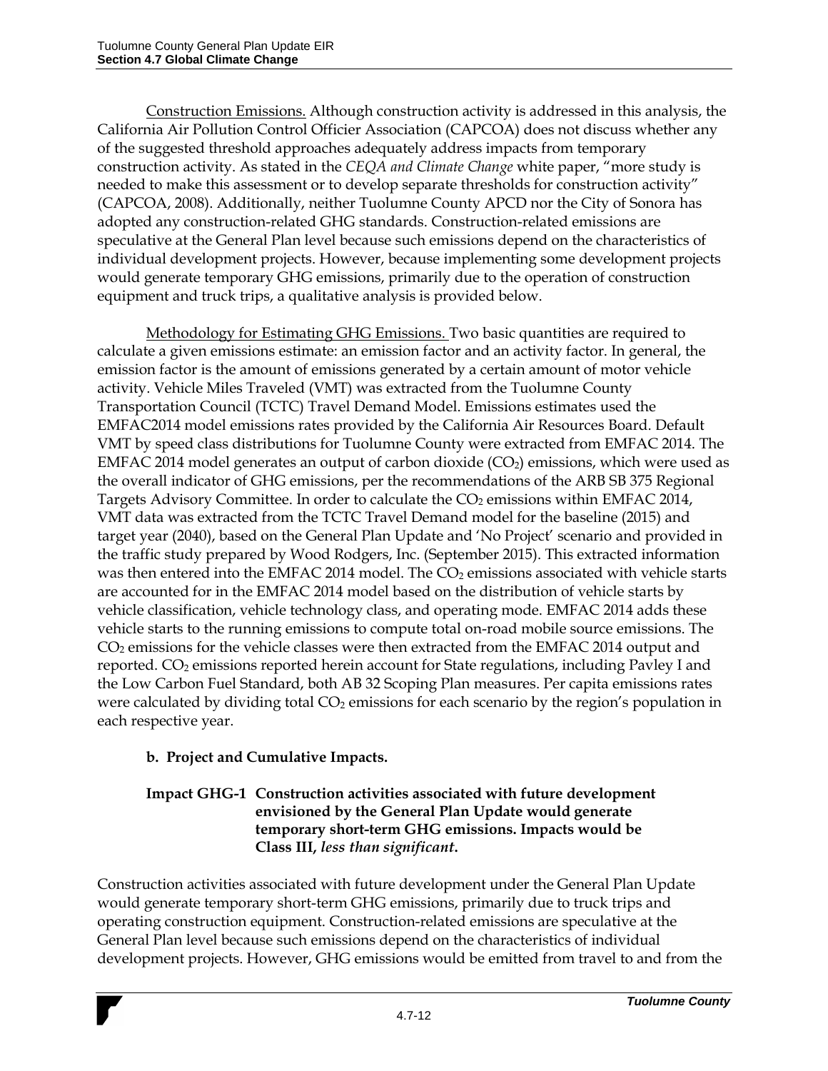Construction Emissions. Although construction activity is addressed in this analysis, the California Air Pollution Control Officier Association (CAPCOA) does not discuss whether any of the suggested threshold approaches adequately address impacts from temporary construction activity. As stated in the *CEQA and Climate Change* white paper, "more study is needed to make this assessment or to develop separate thresholds for construction activity" (CAPCOA, 2008). Additionally, neither Tuolumne County APCD nor the City of Sonora has adopted any construction-related GHG standards. Construction-related emissions are speculative at the General Plan level because such emissions depend on the characteristics of individual development projects. However, because implementing some development projects would generate temporary GHG emissions, primarily due to the operation of construction equipment and truck trips, a qualitative analysis is provided below.

Methodology for Estimating GHG Emissions. Two basic quantities are required to calculate a given emissions estimate: an emission factor and an activity factor. In general, the emission factor is the amount of emissions generated by a certain amount of motor vehicle activity. Vehicle Miles Traveled (VMT) was extracted from the Tuolumne County Transportation Council (TCTC) Travel Demand Model. Emissions estimates used the EMFAC2014 model emissions rates provided by the California Air Resources Board. Default VMT by speed class distributions for Tuolumne County were extracted from EMFAC 2014. The EMFAC 2014 model generates an output of carbon dioxide ($CO_2$) emissions, which were used as the overall indicator of GHG emissions, per the recommendations of the ARB SB 375 Regional Targets Advisory Committee. In order to calculate the $CO_2$ emissions within EMFAC 2014, VMT data was extracted from the TCTC Travel Demand model for the baseline (2015) and target year (2040), based on the General Plan Update and 'No Project' scenario and provided in the traffic study prepared by Wood Rodgers, Inc. (September 2015). This extracted information was then entered into the EMFAC 2014 model. The $CO_2$ emissions associated with vehicle starts are accounted for in the EMFAC 2014 model based on the distribution of vehicle starts by vehicle classification, vehicle technology class, and operating mode. EMFAC 2014 adds these vehicle starts to the running emissions to compute total on-road mobile source emissions. The $CO_2$ emissions for the vehicle classes were then extracted from the EMFAC 2014 output and reported. $CO_2$ emissions reported herein account for State regulations, including Pavley I and the Low Carbon Fuel Standard, both AB 32 Scoping Plan measures. Per capita emissions rates were calculated by dividing total $CO_2$ emissions for each scenario by the region's population in each respective year.

**b. Project and Cumulative Impacts.**

**Impact GHG-1 Construction activities associated with future development envisioned by the General Plan Update would generate temporary short-term GHG emissions. Impacts would be Class III, *less than significant*.**

Construction activities associated with future development under the General Plan Update would generate temporary short-term GHG emissions, primarily due to truck trips and operating construction equipment. Construction-related emissions are speculative at the General Plan level because such emissions depend on the characteristics of individual development projects. However, GHG emissions would be emitted from travel to and from the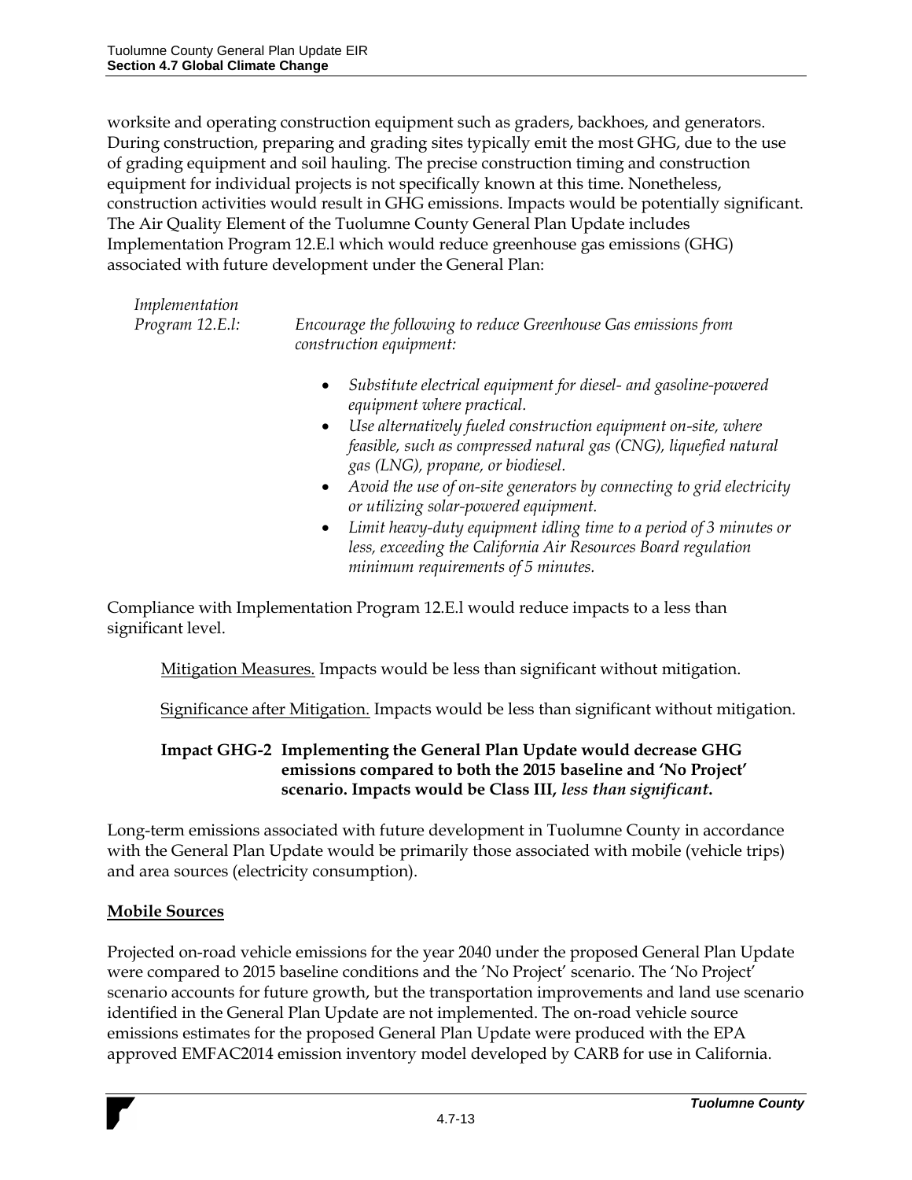worksite and operating construction equipment such as graders, backhoes, and generators. During construction, preparing and grading sites typically emit the most GHG, due to the use of grading equipment and soil hauling. The precise construction timing and construction equipment for individual projects is not specifically known at this time. Nonetheless, construction activities would result in GHG emissions. Impacts would be potentially significant. The Air Quality Element of the Tuolumne County General Plan Update includes Implementation Program 12.E.l which would reduce greenhouse gas emissions (GHG) associated with future development under the General Plan:

*Implementation Program 12.E.l:* *Encourage the following to reduce Greenhouse Gas emissions from construction equipment:*

- *Substitute electrical equipment for diesel- and gasoline-powered equipment where practical.*
- *Use alternatively fueled construction equipment on-site, where feasible, such as compressed natural gas (CNG), liquefied natural gas (LNG), propane, or biodiesel.*
- *Avoid the use of on-site generators by connecting to grid electricity or utilizing solar-powered equipment.*
- *Limit heavy-duty equipment idling time to a period of 3 minutes or less, exceeding the California Air Resources Board regulation minimum requirements of 5 minutes.*

Compliance with Implementation Program 12.E.l would reduce impacts to a less than significant level.

Mitigation Measures. Impacts would be less than significant without mitigation.

Significance after Mitigation. Impacts would be less than significant without mitigation.

**Impact GHG-2 Implementing the General Plan Update would decrease GHG emissions compared to both the 2015 baseline and 'No Project' scenario. Impacts would be Class III, *less than significant*.**

Long-term emissions associated with future development in Tuolumne County in accordance with the General Plan Update would be primarily those associated with mobile (vehicle trips) and area sources (electricity consumption).

**Mobile Sources**

Projected on-road vehicle emissions for the year 2040 under the proposed General Plan Update were compared to 2015 baseline conditions and the 'No Project' scenario. The 'No Project' scenario accounts for future growth, but the transportation improvements and land use scenario identified in the General Plan Update are not implemented. The on-road vehicle source emissions estimates for the proposed General Plan Update were produced with the EPA approved EMFAC2014 emission inventory model developed by CARB for use in California.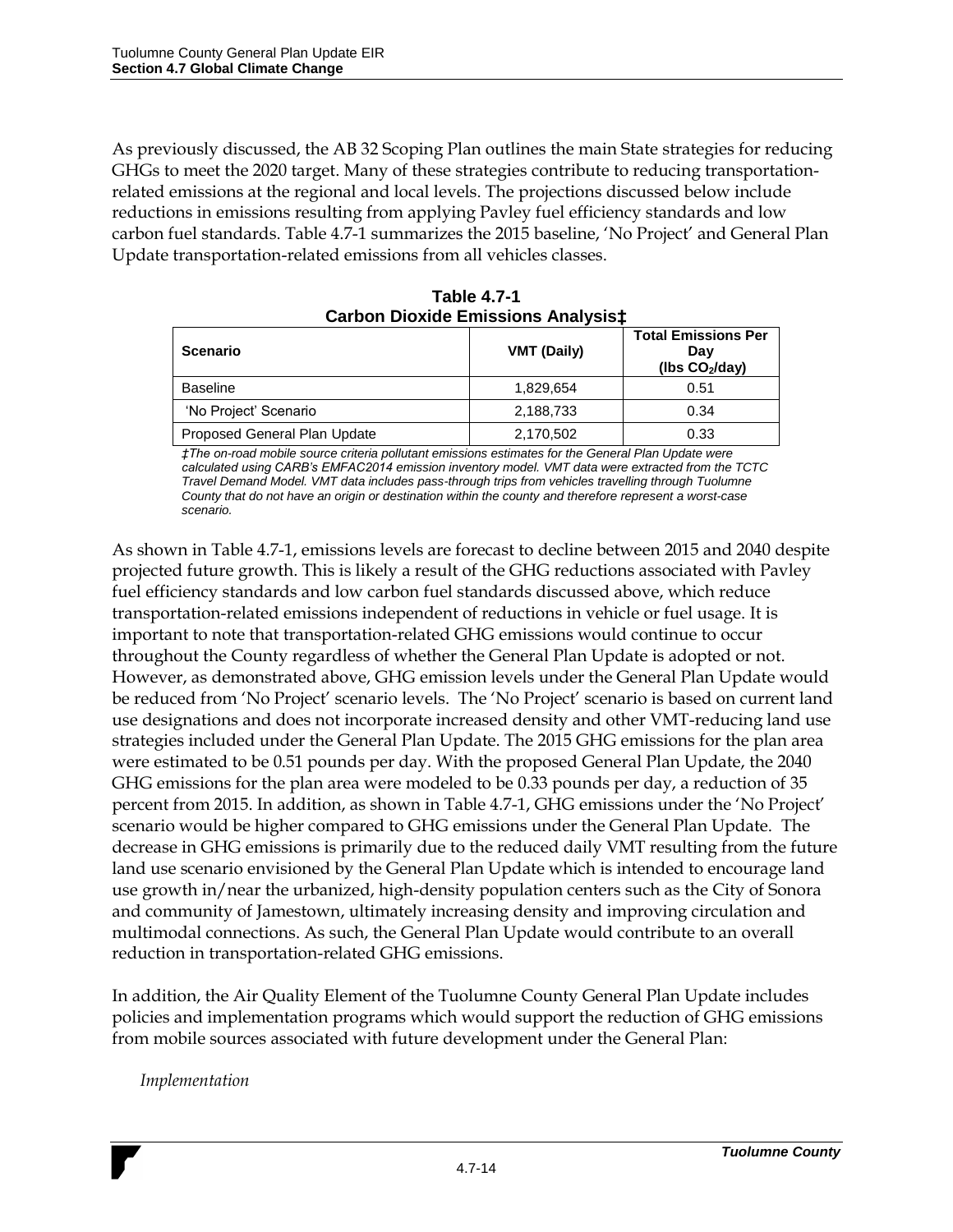As previously discussed, the AB 32 Scoping Plan outlines the main State strategies for reducing GHGs to meet the 2020 target. Many of these strategies contribute to reducing transportation-related emissions at the regional and local levels. The projections discussed below include reductions in emissions resulting from applying Pavley fuel efficiency standards and low carbon fuel standards. Table 4.7-1 summarizes the 2015 baseline, 'No Project' and General Plan Update transportation-related emissions from all vehicles classes.

**Table 4.7-1**
**Carbon Dioxide Emissions Analysis‡**

| Scenario | VMT (Daily) | Total Emissions Per Day (lbs $CO_2$/day) |
|---|---|---|
| Baseline | 1,829,654 | 0.51 |
| 'No Project' Scenario | 2,188,733 | 0.34 |
| Proposed General Plan Update | 2,170,502 | 0.33 |

*‡The on-road mobile source criteria pollutant emissions estimates for the General Plan Update were calculated using CARB's EMFAC2014 emission inventory model. VMT data were extracted from the TCTC Travel Demand Model. VMT data includes pass-through trips from vehicles travelling through Tuolumne County that do not have an origin or destination within the county and therefore represent a worst-case scenario.*

As shown in Table 4.7-1, emissions levels are forecast to decline between 2015 and 2040 despite projected future growth. This is likely a result of the GHG reductions associated with Pavley fuel efficiency standards and low carbon fuel standards discussed above, which reduce transportation-related emissions independent of reductions in vehicle or fuel usage. It is important to note that transportation-related GHG emissions would continue to occur throughout the County regardless of whether the General Plan Update is adopted or not. However, as demonstrated above, GHG emission levels under the General Plan Update would be reduced from 'No Project' scenario levels. The 'No Project' scenario is based on current land use designations and does not incorporate increased density and other VMT-reducing land use strategies included under the General Plan Update. The 2015 GHG emissions for the plan area were estimated to be 0.51 pounds per day. With the proposed General Plan Update, the 2040 GHG emissions for the plan area were modeled to be 0.33 pounds per day, a reduction of 35 percent from 2015. In addition, as shown in Table 4.7-1, GHG emissions under the 'No Project' scenario would be higher compared to GHG emissions under the General Plan Update. The decrease in GHG emissions is primarily due to the reduced daily VMT resulting from the future land use scenario envisioned by the General Plan Update which is intended to encourage land use growth in/near the urbanized, high-density population centers such as the City of Sonora and community of Jamestown, ultimately increasing density and improving circulation and multimodal connections. As such, the General Plan Update would contribute to an overall reduction in transportation-related GHG emissions.

In addition, the Air Quality Element of the Tuolumne County General Plan Update includes policies and implementation programs which would support the reduction of GHG emissions from mobile sources associated with future development under the General Plan:

*Implementation*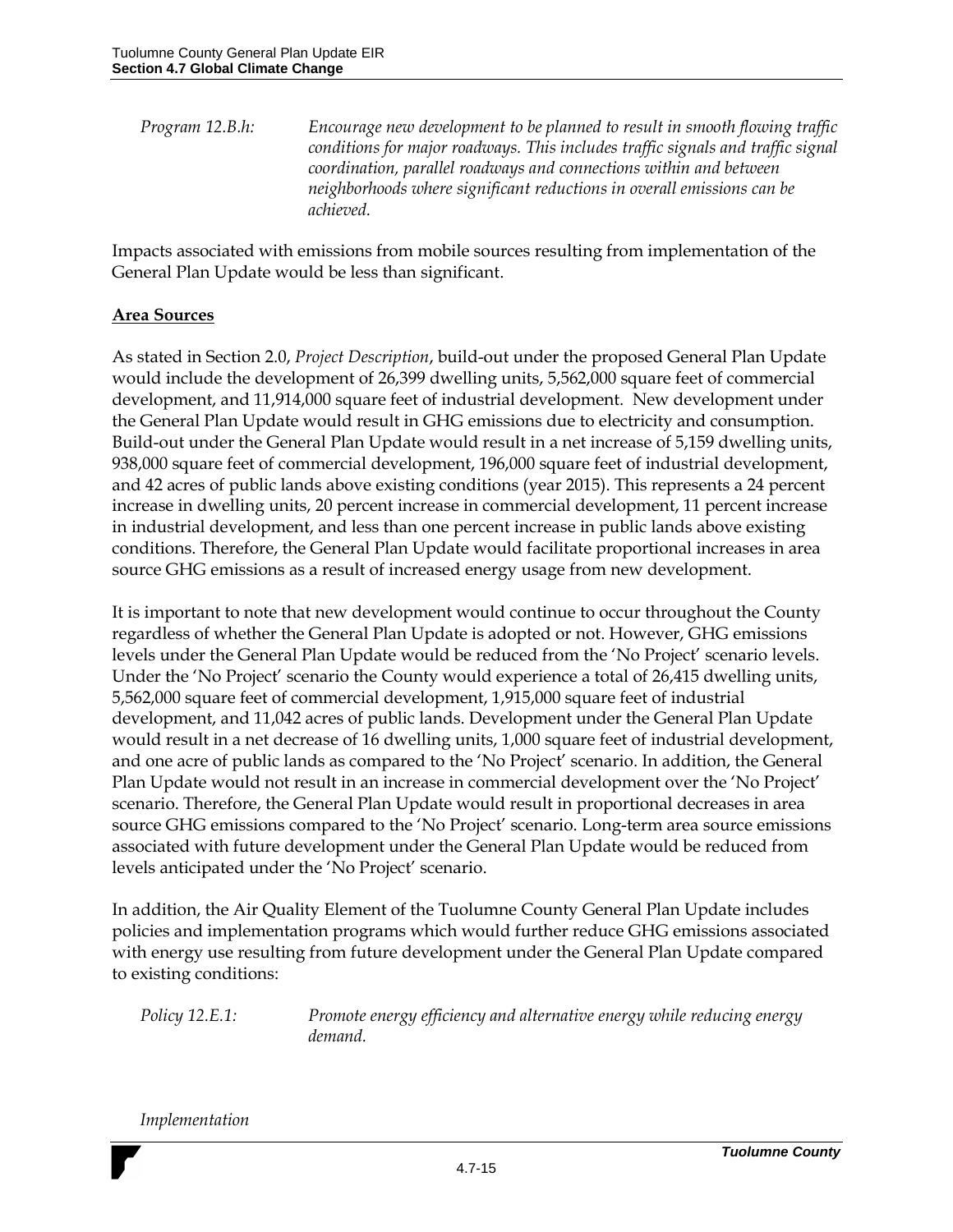*Program 12.B.h:* *Encourage new development to be planned to result in smooth flowing traffic conditions for major roadways. This includes traffic signals and traffic signal coordination, parallel roadways and connections within and between neighborhoods where significant reductions in overall emissions can be achieved.*

Impacts associated with emissions from mobile sources resulting from implementation of the General Plan Update would be less than significant.

**Area Sources**

As stated in Section 2.0, *Project Description*, build-out under the proposed General Plan Update would include the development of 26,399 dwelling units, 5,562,000 square feet of commercial development, and 11,914,000 square feet of industrial development. New development under the General Plan Update would result in GHG emissions due to electricity and consumption. Build-out under the General Plan Update would result in a net increase of 5,159 dwelling units, 938,000 square feet of commercial development, 196,000 square feet of industrial development, and 42 acres of public lands above existing conditions (year 2015). This represents a 24 percent increase in dwelling units, 20 percent increase in commercial development, 11 percent increase in industrial development, and less than one percent increase in public lands above existing conditions. Therefore, the General Plan Update would facilitate proportional increases in area source GHG emissions as a result of increased energy usage from new development.

It is important to note that new development would continue to occur throughout the County regardless of whether the General Plan Update is adopted or not. However, GHG emissions levels under the General Plan Update would be reduced from the 'No Project' scenario levels. Under the 'No Project' scenario the County would experience a total of 26,415 dwelling units, 5,562,000 square feet of commercial development, 1,915,000 square feet of industrial development, and 11,042 acres of public lands. Development under the General Plan Update would result in a net decrease of 16 dwelling units, 1,000 square feet of industrial development, and one acre of public lands as compared to the 'No Project' scenario. In addition, the General Plan Update would not result in an increase in commercial development over the 'No Project' scenario. Therefore, the General Plan Update would result in proportional decreases in area source GHG emissions compared to the 'No Project' scenario. Long-term area source emissions associated with future development under the General Plan Update would be reduced from levels anticipated under the 'No Project' scenario.

In addition, the Air Quality Element of the Tuolumne County General Plan Update includes policies and implementation programs which would further reduce GHG emissions associated with energy use resulting from future development under the General Plan Update compared to existing conditions:

*Policy 12.E.1:* *Promote energy efficiency and alternative energy while reducing energy demand.*

*Implementation*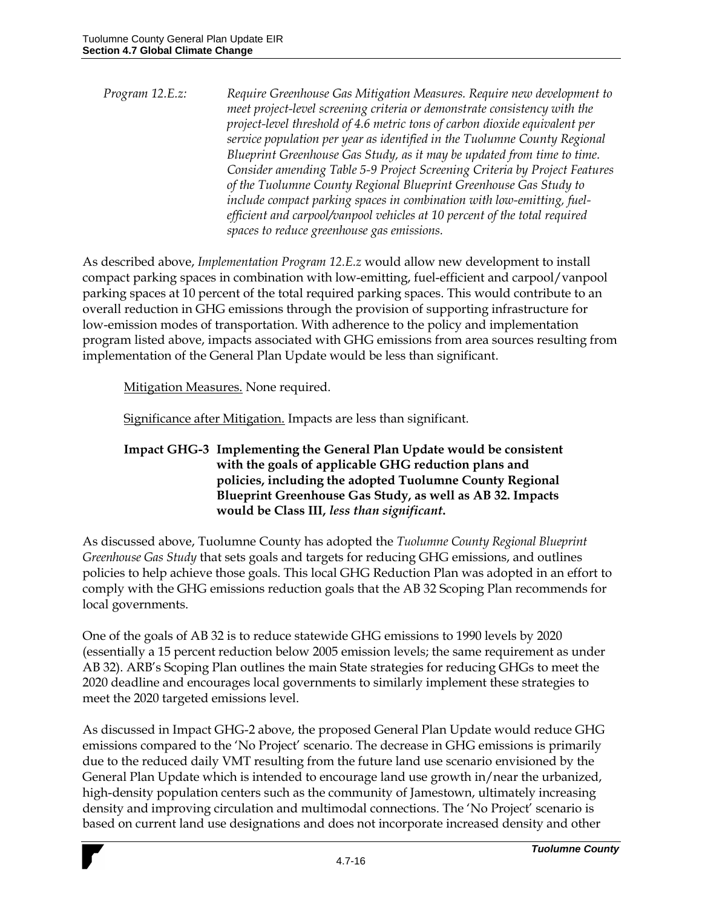*Program 12.E.z:* *Require Greenhouse Gas Mitigation Measures. Require new development to meet project-level screening criteria or demonstrate consistency with the project-level threshold of 4.6 metric tons of carbon dioxide equivalent per service population per year as identified in the Tuolumne County Regional Blueprint Greenhouse Gas Study, as it may be updated from time to time. Consider amending Table 5-9 Project Screening Criteria by Project Features of the Tuolumne County Regional Blueprint Greenhouse Gas Study to include compact parking spaces in combination with low-emitting, fuel-efficient and carpool/vanpool vehicles at 10 percent of the total required spaces to reduce greenhouse gas emissions.*

As described above, *Implementation Program 12.E.z* would allow new development to install compact parking spaces in combination with low-emitting, fuel-efficient and carpool/vanpool parking spaces at 10 percent of the total required parking spaces. This would contribute to an overall reduction in GHG emissions through the provision of supporting infrastructure for low-emission modes of transportation. With adherence to the policy and implementation program listed above, impacts associated with GHG emissions from area sources resulting from implementation of the General Plan Update would be less than significant.

Mitigation Measures. None required.

Significance after Mitigation. Impacts are less than significant.

**Impact GHG-3 Implementing the General Plan Update would be consistent with the goals of applicable GHG reduction plans and policies, including the adopted Tuolumne County Regional Blueprint Greenhouse Gas Study, as well as AB 32. Impacts would be Class III, *less than significant*.**

As discussed above, Tuolumne County has adopted the *Tuolumne County Regional Blueprint Greenhouse Gas Study* that sets goals and targets for reducing GHG emissions, and outlines policies to help achieve those goals. This local GHG Reduction Plan was adopted in an effort to comply with the GHG emissions reduction goals that the AB 32 Scoping Plan recommends for local governments.

One of the goals of AB 32 is to reduce statewide GHG emissions to 1990 levels by 2020 (essentially a 15 percent reduction below 2005 emission levels; the same requirement as under AB 32). ARB's Scoping Plan outlines the main State strategies for reducing GHGs to meet the 2020 deadline and encourages local governments to similarly implement these strategies to meet the 2020 targeted emissions level.

As discussed in Impact GHG-2 above, the proposed General Plan Update would reduce GHG emissions compared to the 'No Project' scenario. The decrease in GHG emissions is primarily due to the reduced daily VMT resulting from the future land use scenario envisioned by the General Plan Update which is intended to encourage land use growth in/near the urbanized, high-density population centers such as the community of Jamestown, ultimately increasing density and improving circulation and multimodal connections. The 'No Project' scenario is based on current land use designations and does not incorporate increased density and other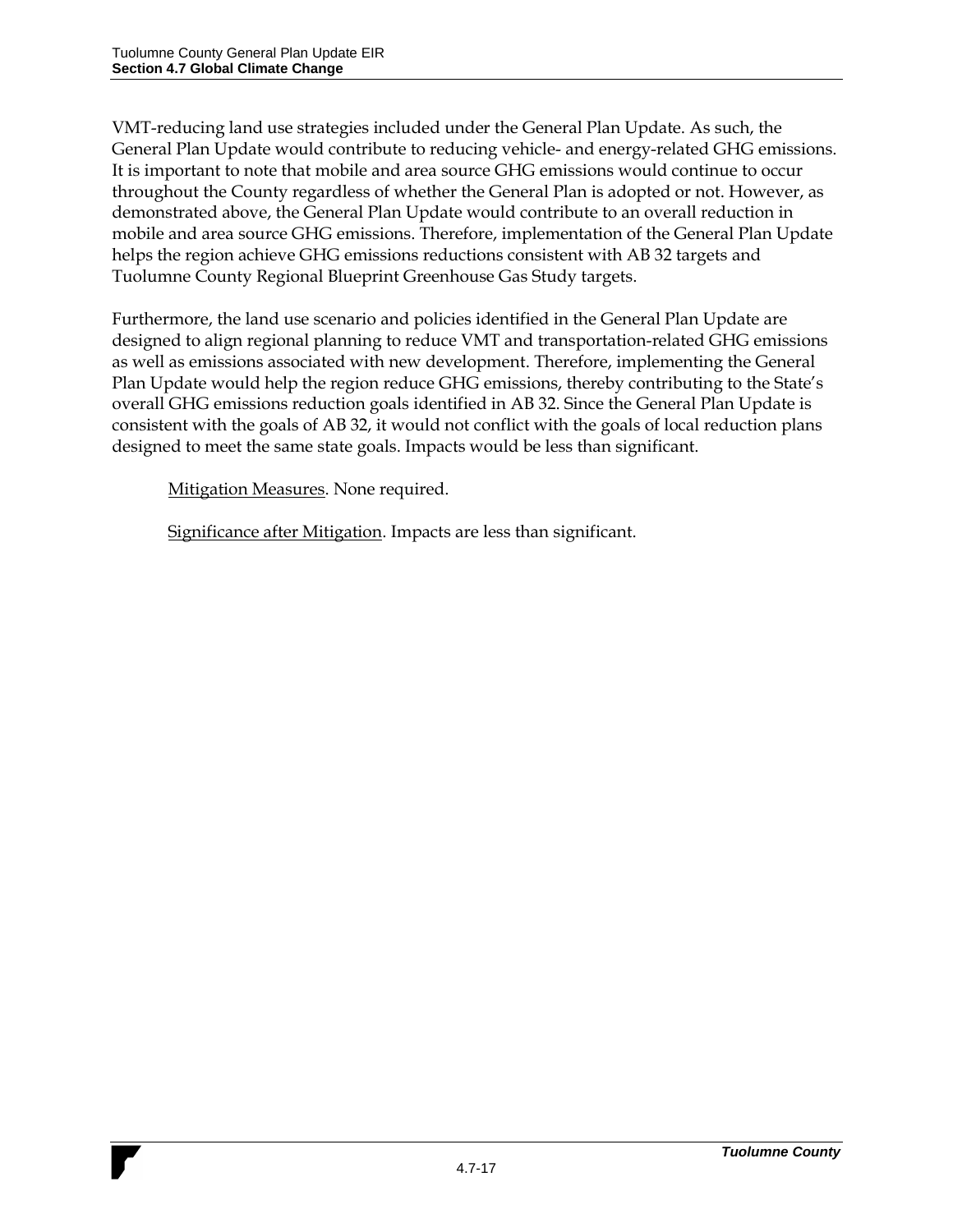VMT-reducing land use strategies included under the General Plan Update. As such, the General Plan Update would contribute to reducing vehicle- and energy-related GHG emissions. It is important to note that mobile and area source GHG emissions would continue to occur throughout the County regardless of whether the General Plan is adopted or not. However, as demonstrated above, the General Plan Update would contribute to an overall reduction in mobile and area source GHG emissions. Therefore, implementation of the General Plan Update helps the region achieve GHG emissions reductions consistent with AB 32 targets and Tuolumne County Regional Blueprint Greenhouse Gas Study targets.

Furthermore, the land use scenario and policies identified in the General Plan Update are designed to align regional planning to reduce VMT and transportation-related GHG emissions as well as emissions associated with new development. Therefore, implementing the General Plan Update would help the region reduce GHG emissions, thereby contributing to the State's overall GHG emissions reduction goals identified in AB 32. Since the General Plan Update is consistent with the goals of AB 32, it would not conflict with the goals of local reduction plans designed to meet the same state goals. Impacts would be less than significant.

Mitigation Measures. None required.

Significance after Mitigation. Impacts are less than significant.